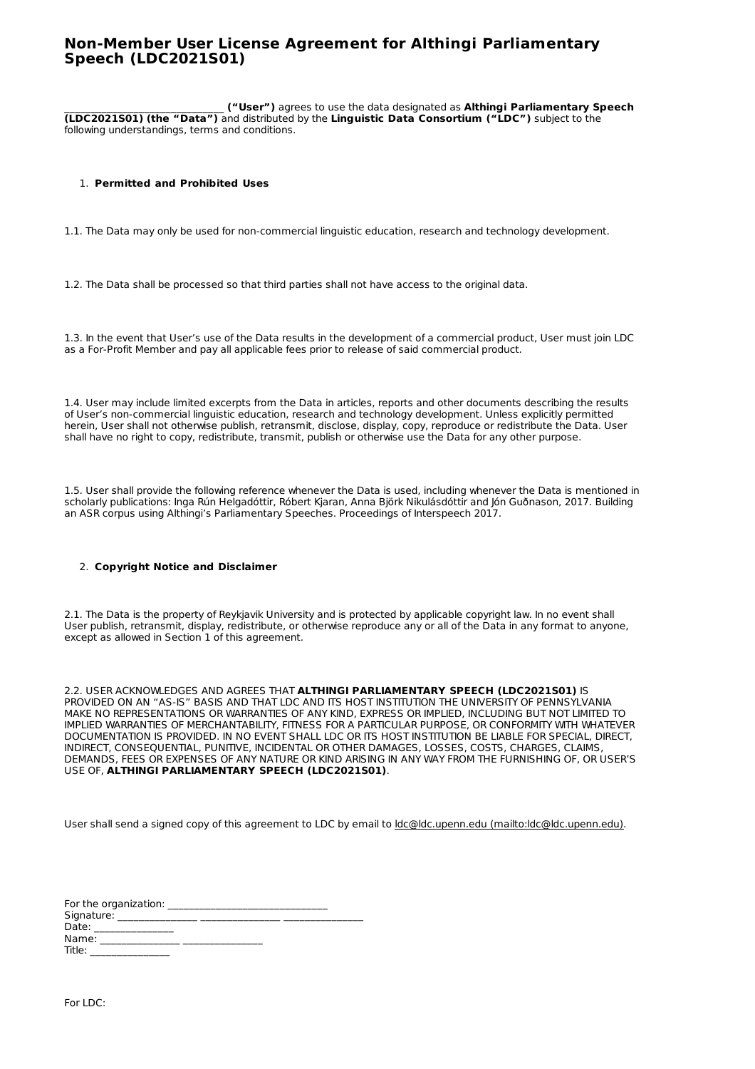# Non-Member User License Agreement for Althingi Parliamentary Speech (LDC2021S01)

______________________________ **("User")** agrees to use the data designated as **Althingi Parliamentary Speech (LDC2021S01) (the "Data")** and distributed by the **Linguistic Data Consortium ("LDC")** subject to the following understandings, terms and conditions.

1. **Permitted and Prohibited Uses**

1.1. The Data may only be used for non-commercial linguistic education, research and technology development.

1.2. The Data shall be processed so that third parties shall not have access to the original data.

1.3. In the event that User's use of the Data results in the development of a commercial product, User must join LDC as a For-Profit Member and pay all applicable fees prior to release of said commercial product.

1.4. User may include limited excerpts from the Data in articles, reports and other documents describing the results of User's non-commercial linguistic education, research and technology development. Unless explicitly permitted herein, User shall not otherwise publish, retransmit, disclose, display, copy, reproduce or redistribute the Data. User shall have no right to copy, redistribute, transmit, publish or otherwise use the Data for any other purpose.

1.5. User shall provide the following reference whenever the Data is used, including whenever the Data is mentioned in scholarly publications: Inga Rún Helgadóttir, Róbert Kjaran, Anna Björk Nikulásdóttir and Jón Guðnason, 2017. Building an ASR corpus using Althingi's Parliamentary Speeches. Proceedings of Interspeech 2017.

2. **Copyright Notice and Disclaimer**

2.1. The Data is the property of Reykjavik University and is protected by applicable copyright law. In no event shall User publish, retransmit, display, redistribute, or otherwise reproduce any or all of the Data in any format to anyone, except as allowed in Section 1 of this agreement.

2.2. USER ACKNOWLEDGES AND AGREES THAT **ALTHINGI PARLIAMENTARY SPEECH (LDC2021S01)** IS PROVIDED ON AN "AS-IS" BASIS AND THAT LDC AND ITS HOST INSTITUTION THE UNIVERSITY OF PENNSYLVANIA MAKE NO REPRESENTATIONS OR WARRANTIES OF ANY KIND, EXPRESS OR IMPLIED, INCLUDING BUT NOT LIMITED TO IMPLIED WARRANTIES OF MERCHANTABILITY, FITNESS FOR A PARTICULAR PURPOSE, OR CONFORMITY WITH WHATEVER DOCUMENTATION IS PROVIDED. IN NO EVENT SHALL LDC OR ITS HOST INSTITUTION BE LIABLE FOR SPECIAL, DIRECT, INDIRECT, CONSEQUENTIAL, PUNITIVE, INCIDENTAL OR OTHER DAMAGES, LOSSES, COSTS, CHARGES, CLAIMS, DEMANDS, FEES OR EXPENSES OF ANY NATURE OR KIND ARISING IN ANY WAY FROM THE FURNISHING OF, OR USER'S USE OF, **ALTHINGI PARLIAMENTARY SPEECH (LDC2021S01)**.

User shall send a signed copy of this agreement to LDC by email to ldc@ldc.upenn.edu (mailto:ldc@ldc.upenn.edu).

For the organization: ______________________________
Signature: _______________ _______________ _______________
Date: _______________
Name: _______________ _______________
Title: _______________

For LDC: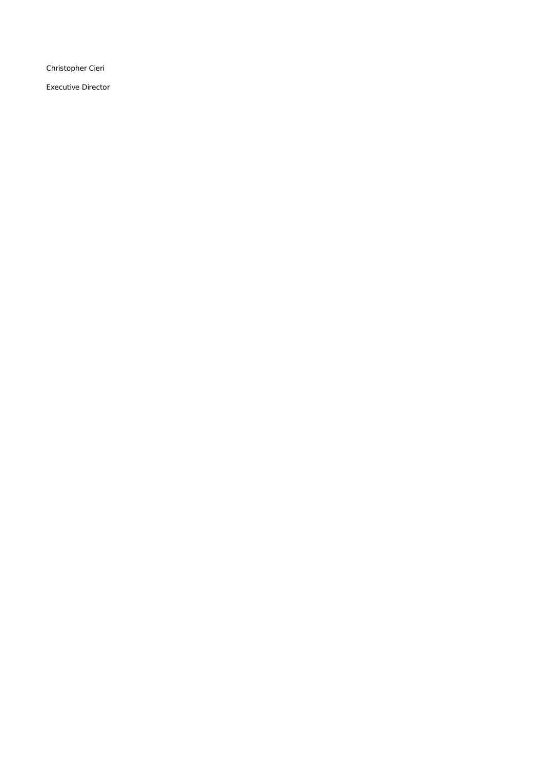Christopher Cieri

Executive Director